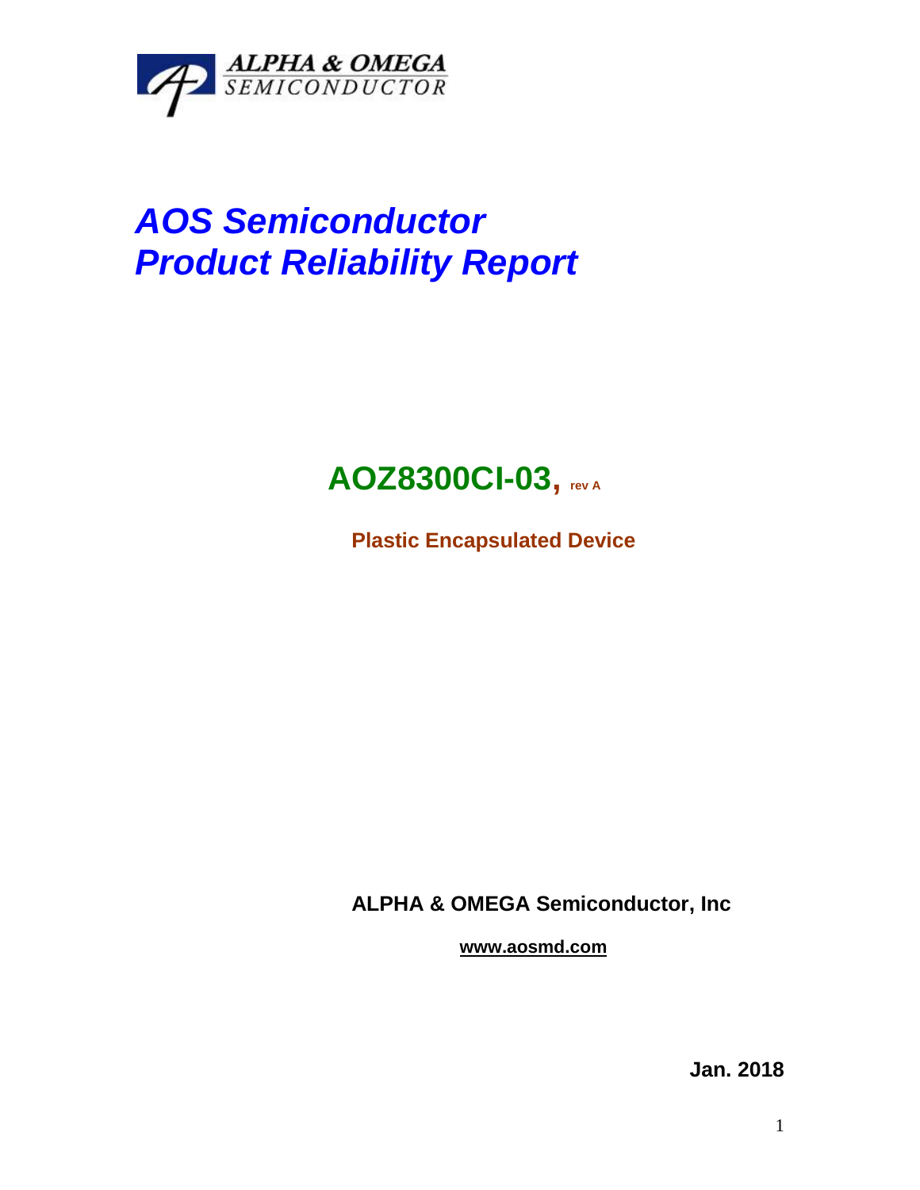ALPHA & OMEGA
SEMICONDUCTOR

# *AOS Semiconductor*
# *Product Reliability Report*

## AOZ8300CI-03, rev A

**Plastic Encapsulated Device**

**ALPHA & OMEGA Semiconductor, Inc**

**www.aosmd.com**

**Jan. 2018**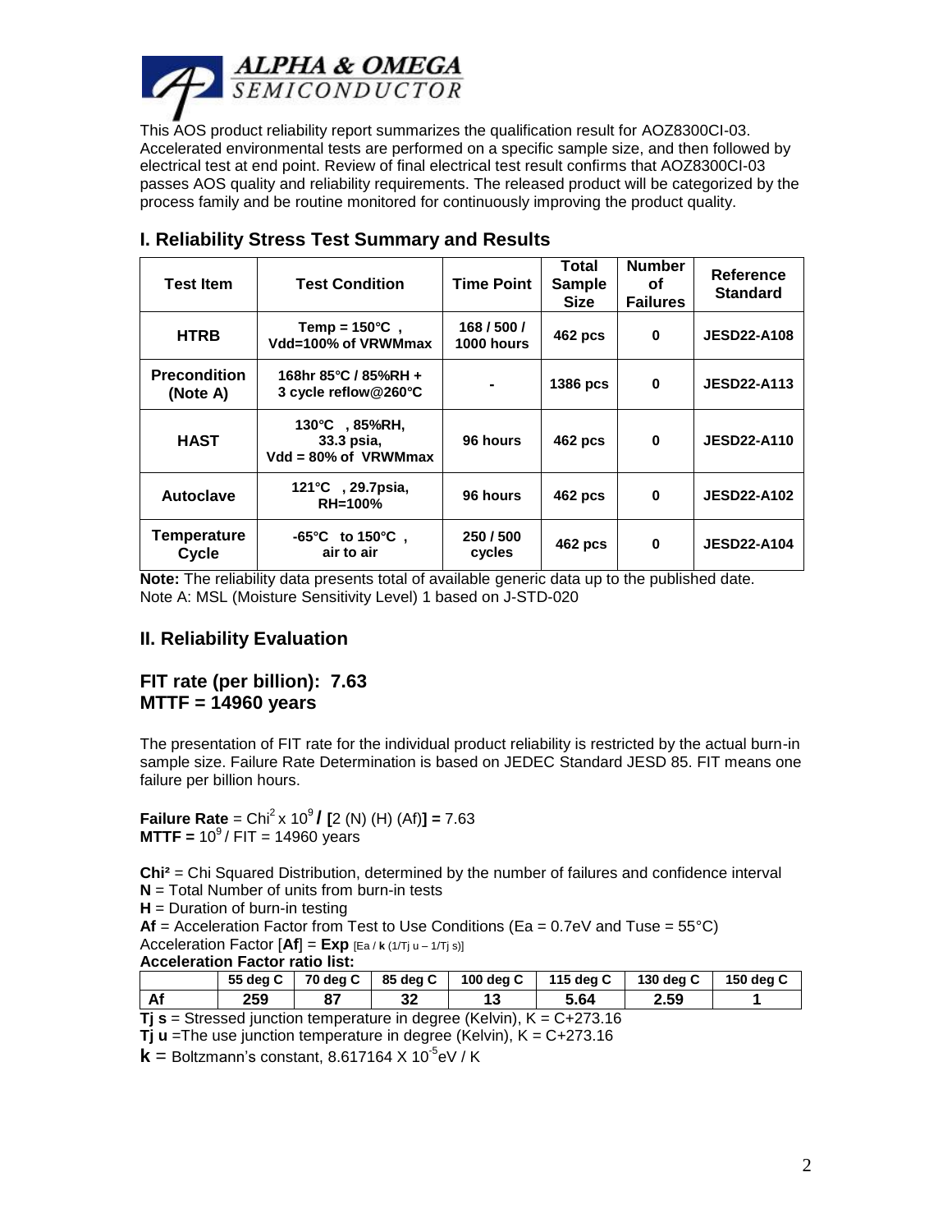ALPHA & OMEGA SEMICONDUCTOR

This AOS product reliability report summarizes the qualification result for AOZ8300CI-03. Accelerated environmental tests are performed on a specific sample size, and then followed by electrical test at end point. Review of final electrical test result confirms that AOZ8300CI-03 passes AOS quality and reliability requirements. The released product will be categorized by the process family and be routine monitored for continuously improving the product quality.

## I. Reliability Stress Test Summary and Results

| Test Item | Test Condition | Time Point | Total Sample Size | Number of Failures | Reference Standard |
|---|---|---|---|---|---|
| HTRB | Temp = 150°C , Vdd=100% of VRWMmax | 168 / 500 / 1000 hours | 462 pcs | 0 | JESD22-A108 |
| Precondition (Note A) | 168hr 85°C / 85%RH + 3 cycle reflow@260°C | - | 1386 pcs | 0 | JESD22-A113 |
| HAST | 130°C , 85%RH, 33.3 psia, Vdd = 80% of VRWMmax | 96 hours | 462 pcs | 0 | JESD22-A110 |
| Autoclave | 121°C , 29.7psia, RH=100% | 96 hours | 462 pcs | 0 | JESD22-A102 |
| Temperature Cycle | -65°C to 150°C , air to air | 250 / 500 cycles | 462 pcs | 0 | JESD22-A104 |

**Note:** The reliability data presents total of available generic data up to the published date.
Note A: MSL (Moisture Sensitivity Level) 1 based on J-STD-020

## II. Reliability Evaluation

### FIT rate (per billion): 7.63
### MTTF = 14960 years

The presentation of FIT rate for the individual product reliability is restricted by the actual burn-in sample size. Failure Rate Determination is based on JEDEC Standard JESD 85. FIT means one failure per billion hours.

**Failure Rate** = $Chi^2 \times 10^9$ **/ [**2 (N) (H) (Af)**] =** 7.63
**MTTF =** $10^9$ / FIT = 14960 years

**Chi²** = Chi Squared Distribution, determined by the number of failures and confidence interval
**N** = Total Number of units from burn-in tests
**H** = Duration of burn-in testing
**Af** = Acceleration Factor from Test to Use Conditions (Ea = 0.7eV and Tuse = 55°C)
Acceleration Factor [**Af**] = **Exp** [Ea / **k** (1/Tj u – 1/Tj s)]
**Acceleration Factor ratio list:**

| | 55 deg C | 70 deg C | 85 deg C | 100 deg C | 115 deg C | 130 deg C | 150 deg C |
|---|---|---|---|---|---|---|---|
| Af | 259 | 87 | 32 | 13 | 5.64 | 2.59 | 1 |

**Tj s** = Stressed junction temperature in degree (Kelvin), K = C+273.16
**Tj u** =The use junction temperature in degree (Kelvin), K = C+273.16
**k** = Boltzmann's constant, $8.617164 \times 10^{-5}$eV / K